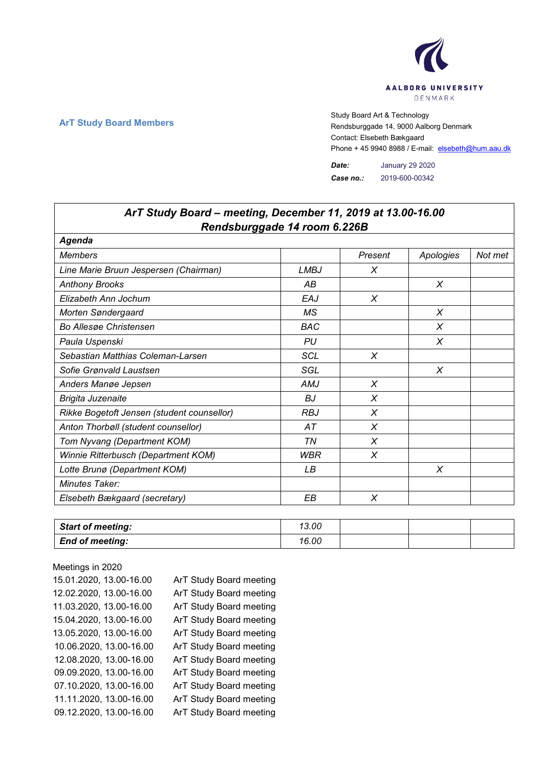AALBORG UNIVERSITY
DENMARK

**ArT Study Board Members**

Study Board Art & Technology
Rendsburggade 14, 9000 Aalborg Denmark
Contact: Elsebeth Bækgaard
Phone + 45 9940 8988 / E-mail: elsebeth@hum.aau.dk

***Date:*** January 29 2020
***Case no.:*** 2019-600-00342

| ***ArT Study Board – meeting, December 11, 2019 at 13.00-16.00 Rendsburggade 14 room 6.226B*** | | | | |
|---|---|---|---|---|
| ***Agenda*** | | | | |
| *Members* | | *Present* | *Apologies* | *Not met* |
| *Line Marie Bruun Jespersen (Chairman)* | *LMBJ* | *X* | | |
| *Anthony Brooks* | *AB* | | *X* | |
| *Elizabeth Ann Jochum* | *EAJ* | *X* | | |
| *Morten Søndergaard* | *MS* | | *X* | |
| *Bo Allesøe Christensen* | *BAC* | | *X* | |
| *Paula Uspenski* | *PU* | | *X* | |
| *Sebastian Matthias Coleman-Larsen* | *SCL* | *X* | | |
| *Sofie Grønvald Laustsen* | *SGL* | | *X* | |
| *Anders Manøe Jepsen* | *AMJ* | *X* | | |
| *Brigita Juzenaite* | *BJ* | *X* | | |
| *Rikke Bogetoft Jensen (student counsellor)* | *RBJ* | *X* | | |
| *Anton Thorbøll (student counsellor)* | *AT* | *X* | | |
| *Tom Nyvang (Department KOM)* | *TN* | *X* | | |
| *Winnie Ritterbusch (Department KOM)* | *WBR* | *X* | | |
| *Lotte Brunø (Department KOM)* | *LB* | | *X* | |
| *Minutes Taker:* | | | | |
| *Elsebeth Bækgaard (secretary)* | *EB* | *X* | | |

| ***Start of meeting:*** | *13.00* | | | |
|---|---|---|---|---|
| ***End of meeting:*** | *16.00* | | | |

Meetings in 2020

| | |
|---|---|
| 15.01.2020, 13.00-16.00 | ArT Study Board meeting |
| 12.02.2020, 13.00-16.00 | ArT Study Board meeting |
| 11.03.2020, 13.00-16.00 | ArT Study Board meeting |
| 15.04.2020, 13.00-16.00 | ArT Study Board meeting |
| 13.05.2020, 13.00-16.00 | ArT Study Board meeting |
| 10.06.2020, 13.00-16.00 | ArT Study Board meeting |
| 12.08.2020, 13.00-16.00 | ArT Study Board meeting |
| 09.09.2020, 13.00-16.00 | ArT Study Board meeting |
| 07.10.2020, 13.00-16.00 | ArT Study Board meeting |
| 11.11.2020, 13.00-16.00 | ArT Study Board meeting |
| 09.12.2020, 13.00-16.00 | ArT Study Board meeting |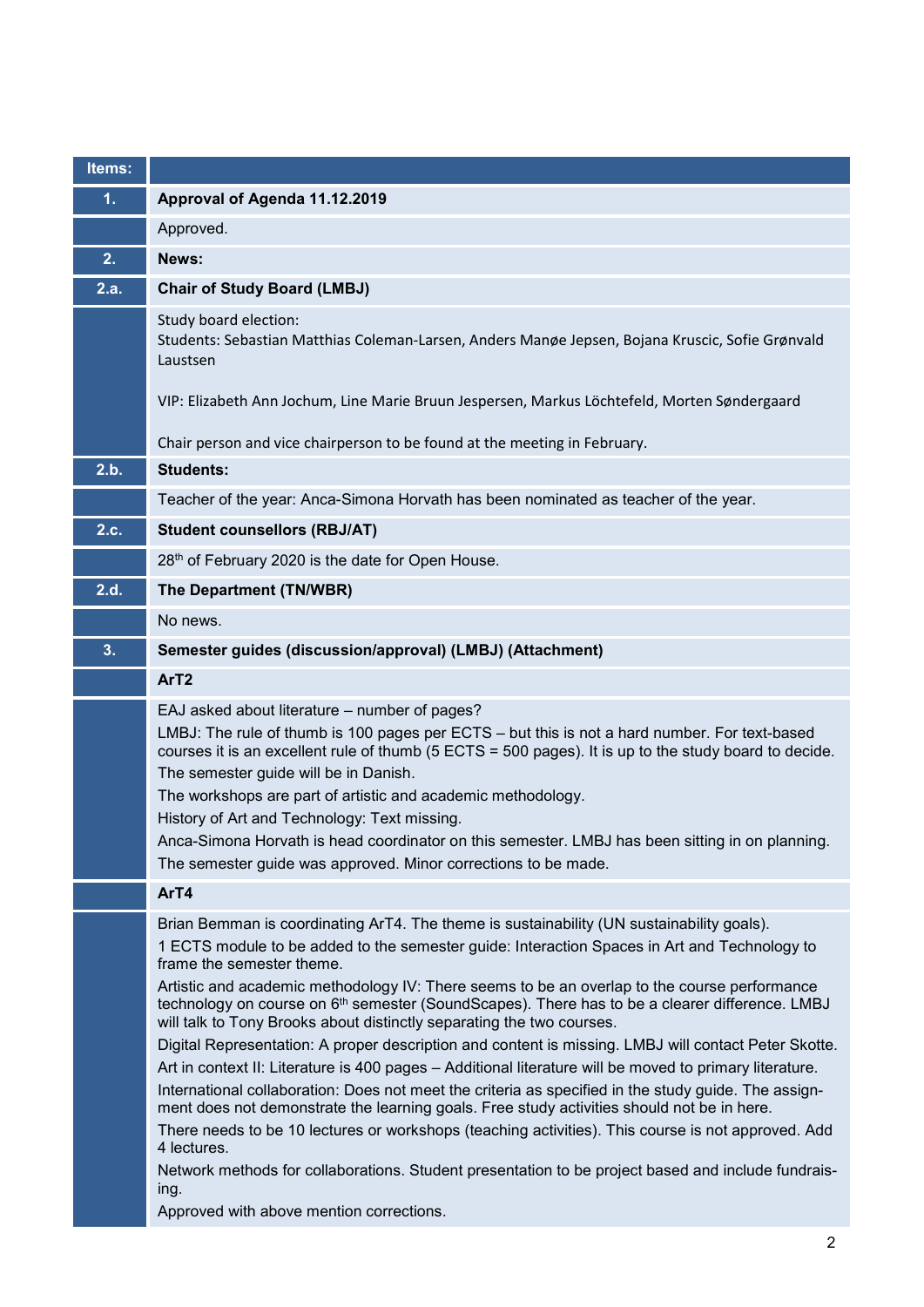| Items: | |
|---|---|
| 1. | **Approval of Agenda 11.12.2019** |
| | Approved. |
| 2. | **News:** |
| 2.a. | **Chair of Study Board (LMBJ)** |
| | Study board election:<br>Students: Sebastian Matthias Coleman-Larsen, Anders Manøe Jepsen, Bojana Kruscic, Sofie Grønvald Laustsen<br><br>VIP: Elizabeth Ann Jochum, Line Marie Bruun Jespersen, Markus Löchtefeld, Morten Søndergaard<br><br>Chair person and vice chairperson to be found at the meeting in February. |
| 2.b. | **Students:** |
| | Teacher of the year: Anca-Simona Horvath has been nominated as teacher of the year. |
| 2.c. | **Student counsellors (RBJ/AT)** |
| | 28th of February 2020 is the date for Open House. |
| 2.d. | **The Department (TN/WBR)** |
| | No news. |
| 3. | **Semester guides (discussion/approval) (LMBJ) (Attachment)** |
| | **ArT2** |
| | EAJ asked about literature – number of pages?<br>LMBJ: The rule of thumb is 100 pages per ECTS – but this is not a hard number. For text-based courses it is an excellent rule of thumb (5 ECTS = 500 pages). It is up to the study board to decide.<br>The semester guide will be in Danish.<br>The workshops are part of artistic and academic methodology.<br>History of Art and Technology: Text missing.<br>Anca-Simona Horvath is head coordinator on this semester. LMBJ has been sitting in on planning.<br>The semester guide was approved. Minor corrections to be made. |
| | **ArT4** |
| | Brian Bemman is coordinating ArT4. The theme is sustainability (UN sustainability goals).<br>1 ECTS module to be added to the semester guide: Interaction Spaces in Art and Technology to frame the semester theme.<br>Artistic and academic methodology IV: There seems to be an overlap to the course performance technology on course on 6th semester (SoundScapes). There has to be a clearer difference. LMBJ will talk to Tony Brooks about distinctly separating the two courses.<br>Digital Representation: A proper description and content is missing. LMBJ will contact Peter Skotte.<br>Art in context II: Literature is 400 pages – Additional literature will be moved to primary literature.<br>International collaboration: Does not meet the criteria as specified in the study guide. The assignment does not demonstrate the learning goals. Free study activities should not be in here.<br>There needs to be 10 lectures or workshops (teaching activities). This course is not approved. Add 4 lectures.<br>Network methods for collaborations. Student presentation to be project based and include fundraising.<br>Approved with above mention corrections. |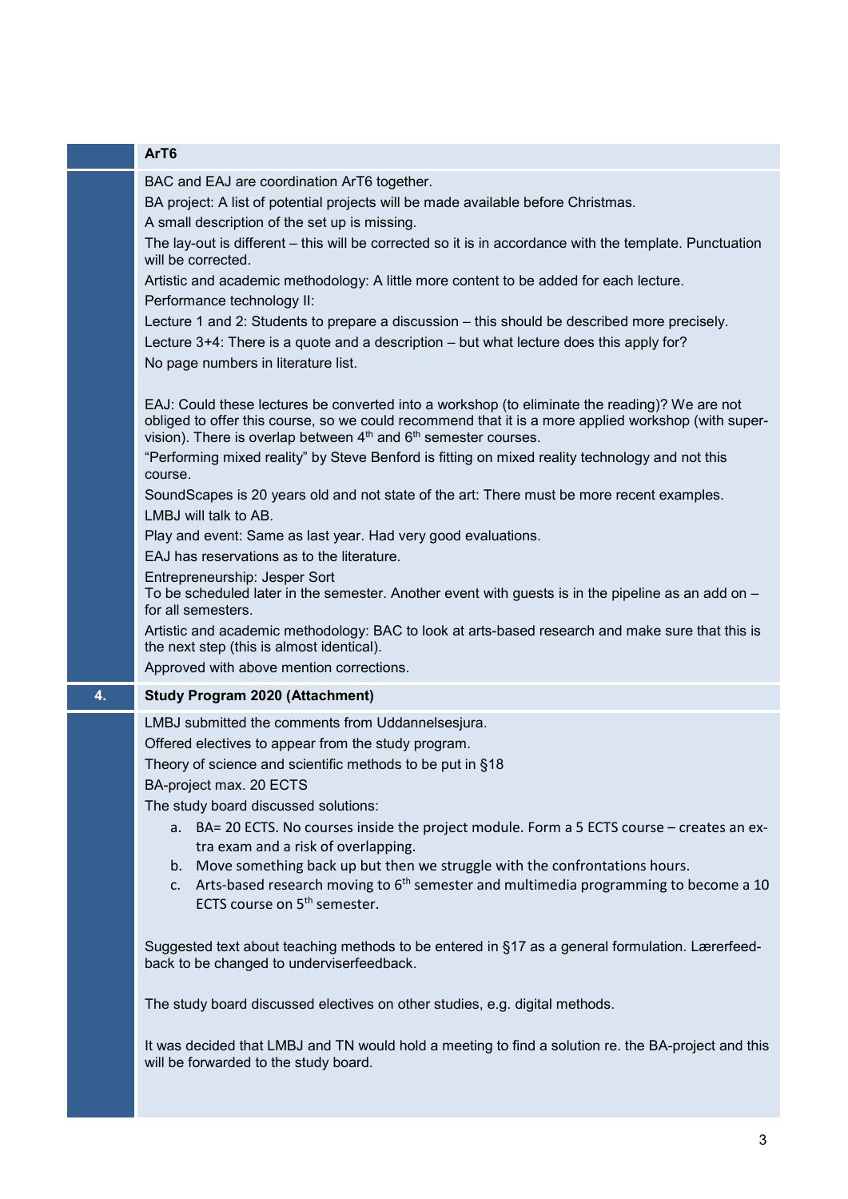### ArT6

BAC and EAJ are coordination ArT6 together.

BA project: A list of potential projects will be made available before Christmas.

A small description of the set up is missing.

The lay-out is different – this will be corrected so it is in accordance with the template. Punctuation will be corrected.

Artistic and academic methodology: A little more content to be added for each lecture.

Performance technology II:

Lecture 1 and 2: Students to prepare a discussion – this should be described more precisely.

Lecture 3+4: There is a quote and a description – but what lecture does this apply for?

No page numbers in literature list.

EAJ: Could these lectures be converted into a workshop (to eliminate the reading)? We are not obliged to offer this course, so we could recommend that it is a more applied workshop (with supervision). There is overlap between 4th and 6th semester courses.

"Performing mixed reality" by Steve Benford is fitting on mixed reality technology and not this course.

SoundScapes is 20 years old and not state of the art: There must be more recent examples.

LMBJ will talk to AB.

Play and event: Same as last year. Had very good evaluations.

EAJ has reservations as to the literature.

Entrepreneurship: Jesper Sort
To be scheduled later in the semester. Another event with guests is in the pipeline as an add on – for all semesters.

Artistic and academic methodology: BAC to look at arts-based research and make sure that this is the next step (this is almost identical).

Approved with above mention corrections.

## 4. Study Program 2020 (Attachment)

LMBJ submitted the comments from Uddannelsesjura.

Offered electives to appear from the study program.

Theory of science and scientific methods to be put in §18

BA-project max. 20 ECTS

The study board discussed solutions:

a. BA= 20 ECTS. No courses inside the project module. Form a 5 ECTS course – creates an extra exam and a risk of overlapping.
b. Move something back up but then we struggle with the confrontations hours.
c. Arts-based research moving to 6th semester and multimedia programming to become a 10 ECTS course on 5th semester.

Suggested text about teaching methods to be entered in §17 as a general formulation. Lærerfeedback to be changed to underviserfeedback.

The study board discussed electives on other studies, e.g. digital methods.

It was decided that LMBJ and TN would hold a meeting to find a solution re. the BA-project and this will be forwarded to the study board.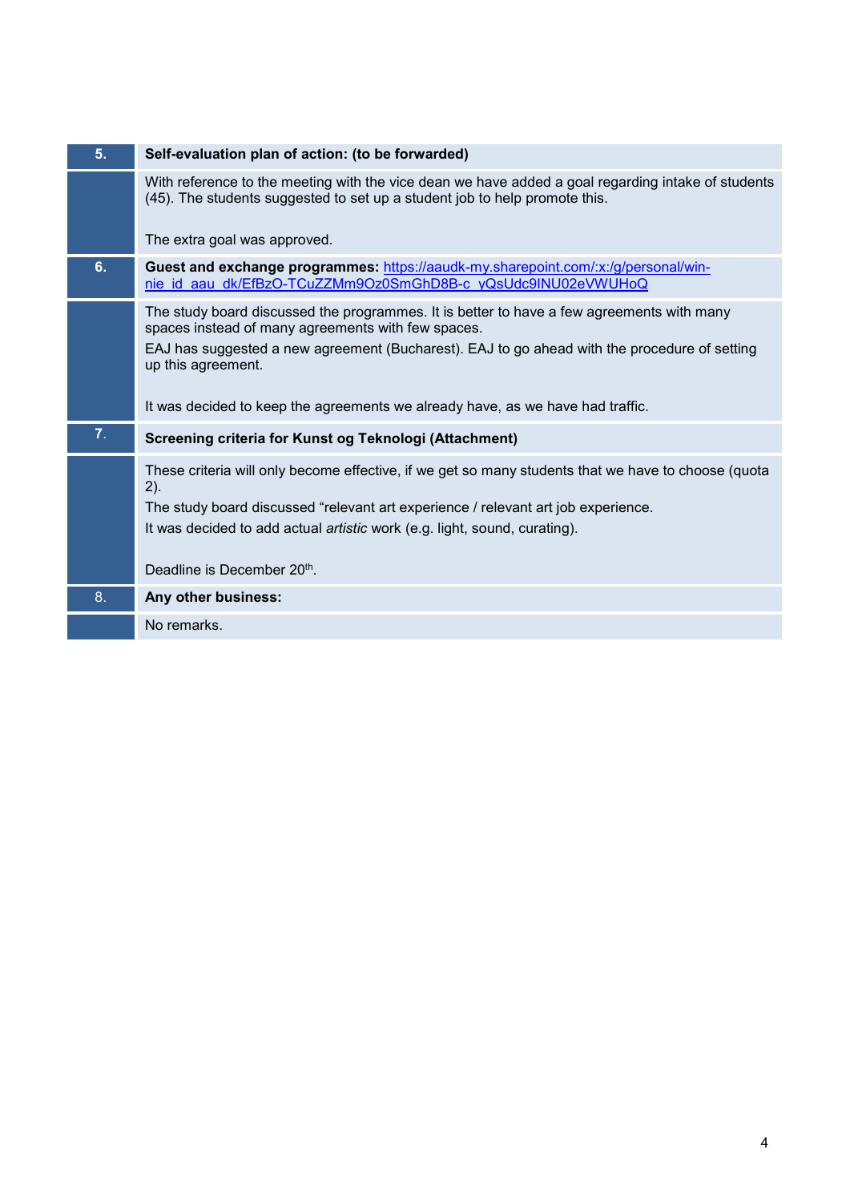| | |
|---|---|
| **5.** | **Self-evaluation plan of action: (to be forwarded)** |
| | With reference to the meeting with the vice dean we have added a goal regarding intake of students (45). The students suggested to set up a student job to help promote this.<br><br>The extra goal was approved. |
| **6.** | **Guest and exchange programmes:** https://aaudk-my.sharepoint.com/:x:/g/personal/winnie_id_aau_dk/EfBzO-TCuZZMm9Oz0SmGhD8B-c_yQsUdc9lNU02eVWUHoQ |
| | The study board discussed the programmes. It is better to have a few agreements with many spaces instead of many agreements with few spaces.<br>EAJ has suggested a new agreement (Bucharest). EAJ to go ahead with the procedure of setting up this agreement.<br><br>It was decided to keep the agreements we already have, as we have had traffic. |
| 7. | **Screening criteria for Kunst og Teknologi (Attachment)** |
| | These criteria will only become effective, if we get so many students that we have to choose (quota 2).<br>The study board discussed "relevant art experience / relevant art job experience.<br>It was decided to add actual *artistic* work (e.g. light, sound, curating).<br><br>Deadline is December 20th. |
| 8. | **Any other business:** |
| | No remarks. |